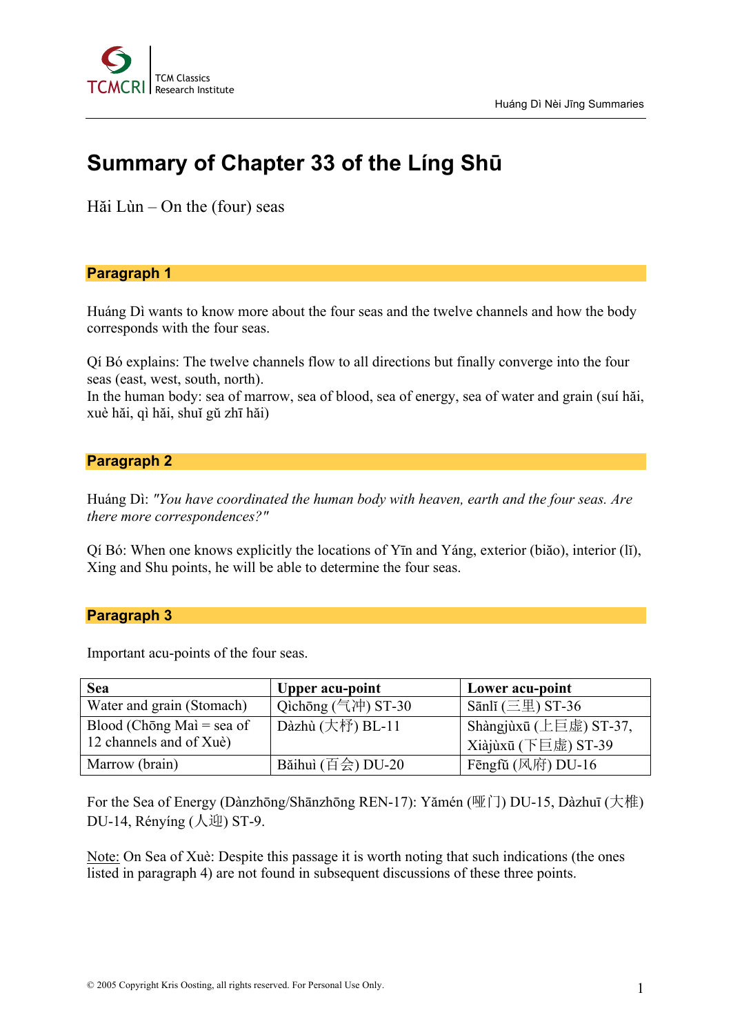# Summary of Chapter 33 of the Líng Shū

Hǎi Lùn – On the (four) seas

## Paragraph 1

Huáng Dì wants to know more about the four seas and the twelve channels and how the body corresponds with the four seas.

Qí Bó explains: The twelve channels flow to all directions but finally converge into the four seas (east, west, south, north).
In the human body: sea of marrow, sea of blood, sea of energy, sea of water and grain (suí hǎi, xuè hǎi, qì hǎi, shuǐ gǔ zhī hǎi)

## Paragraph 2

Huáng Dì: *"You have coordinated the human body with heaven, earth and the four seas. Are there more correspondences?"*

Qí Bó: When one knows explicitly the locations of Yīn and Yáng, exterior (biǎo), interior (lǐ), Xing and Shu points, he will be able to determine the four seas.

## Paragraph 3

Important acu-points of the four seas.

| Sea | Upper acu-point | Lower acu-point |
|---|---|---|
| Water and grain (Stomach) | Qìchōng (气冲) ST-30 | Sānlǐ (三里) ST-36 |
| Blood (Chōng Maì = sea of 12 channels and of Xuè) | Dàzhù (大杼) BL-11 | Shàngjùxū (上巨虚) ST-37, Xiàjùxū (下巨虚) ST-39 |
| Marrow (brain) | Bǎihuì (百会) DU-20 | Fēngfǔ (风府) DU-16 |

For the Sea of Energy (Dànzhōng/Shānzhōng REN-17): Yǎmén (哑门) DU-15, Dàzhuī (大椎) DU-14, Rényíng (人迎) ST-9.

Note: On Sea of Xuè: Despite this passage it is worth noting that such indications (the ones listed in paragraph 4) are not found in subsequent discussions of these three points.

© 2005 Copyright Kris Oosting, all rights reserved. For Personal Use Only.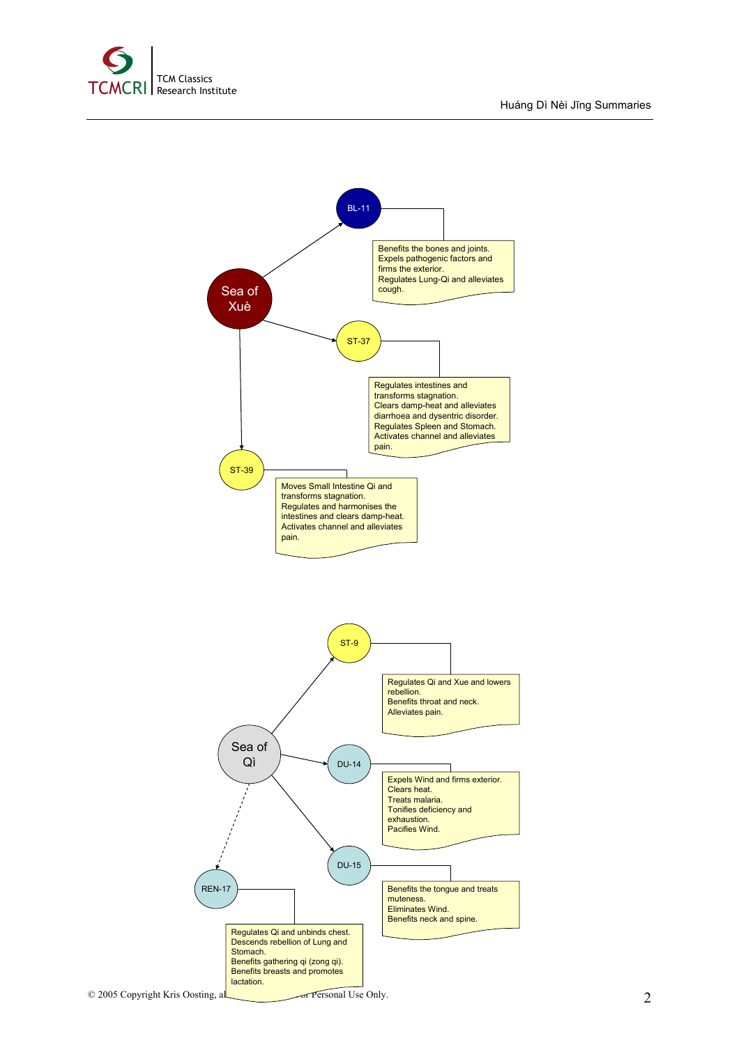## Sea of Xuè

- **BL-11**
  - Benefits the bones and joints.
  - Expels pathogenic factors and firms the exterior.
  - Regulates Lung-Qi and alleviates cough.
- **ST-37**
  - Regulates intestines and transforms stagnation.
  - Clears damp-heat and alleviates diarrhoea and dysentric disorder.
  - Regulates Spleen and Stomach.
  - Activates channel and alleviates pain.
- **ST-39**
  - Moves Small Intestine Qi and transforms stagnation.
  - Regulates and harmonises the intestines and clears damp-heat.
  - Activates channel and alleviates pain.

## Sea of Qì

- **ST-9**
  - Regulates Qi and Xue and lowers rebellion.
  - Benefits throat and neck.
  - Alleviates pain.
- **DU-14**
  - Expels Wind and firms exterior.
  - Clears heat.
  - Treats malaria.
  - Tonifies deficiency and exhaustion.
  - Pacifies Wind.
- **DU-15**
  - Benefits the tongue and treats muteness.
  - Eliminates Wind.
  - Benefits neck and spine.
- **REN-17**
  - Regulates Qi and unbinds chest.
  - Descends rebellion of Lung and Stomach.
  - Benefits gathering qi (zong qi).
  - Benefits breasts and promotes lactation.

© 2005 Copyright Kris Oosting, al... ...or Personal Use Only.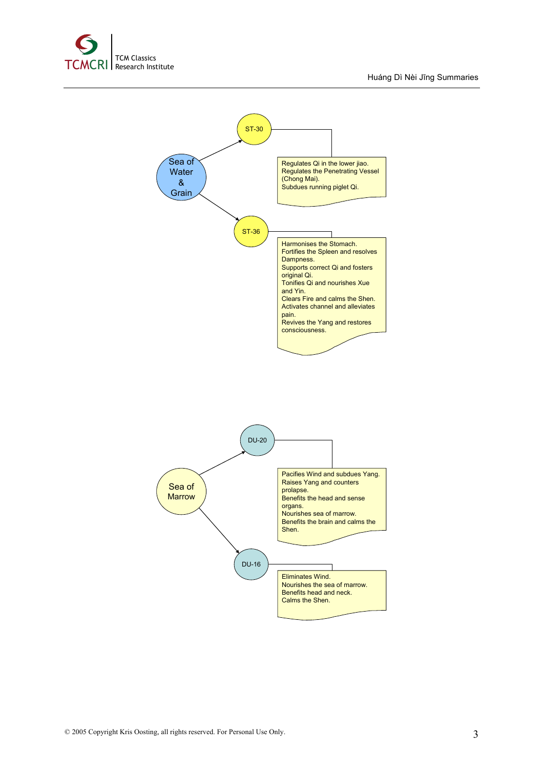## Sea of Water & Grain

### ST-30

Regulates Qi in the lower jiao.
Regulates the Penetrating Vessel (Chong Mai).
Subdues running piglet Qi.

### ST-36

Harmonises the Stomach.
Fortifies the Spleen and resolves Dampness.
Supports correct Qi and fosters original Qi.
Tonifies Qi and nourishes Xue and Yin.
Clears Fire and calms the Shen.
Activates channel and alleviates pain.
Revives the Yang and restores consciousness.

## Sea of Marrow

### DU-20

Pacifies Wind and subdues Yang.
Raises Yang and counters prolapse.
Benefits the head and sense organs.
Nourishes sea of marrow.
Benefits the brain and calms the Shen.

### DU-16

Eliminates Wind.
Nourishes the sea of marrow.
Benefits head and neck.
Calms the Shen.

© 2005 Copyright Kris Oosting, all rights reserved. For Personal Use Only.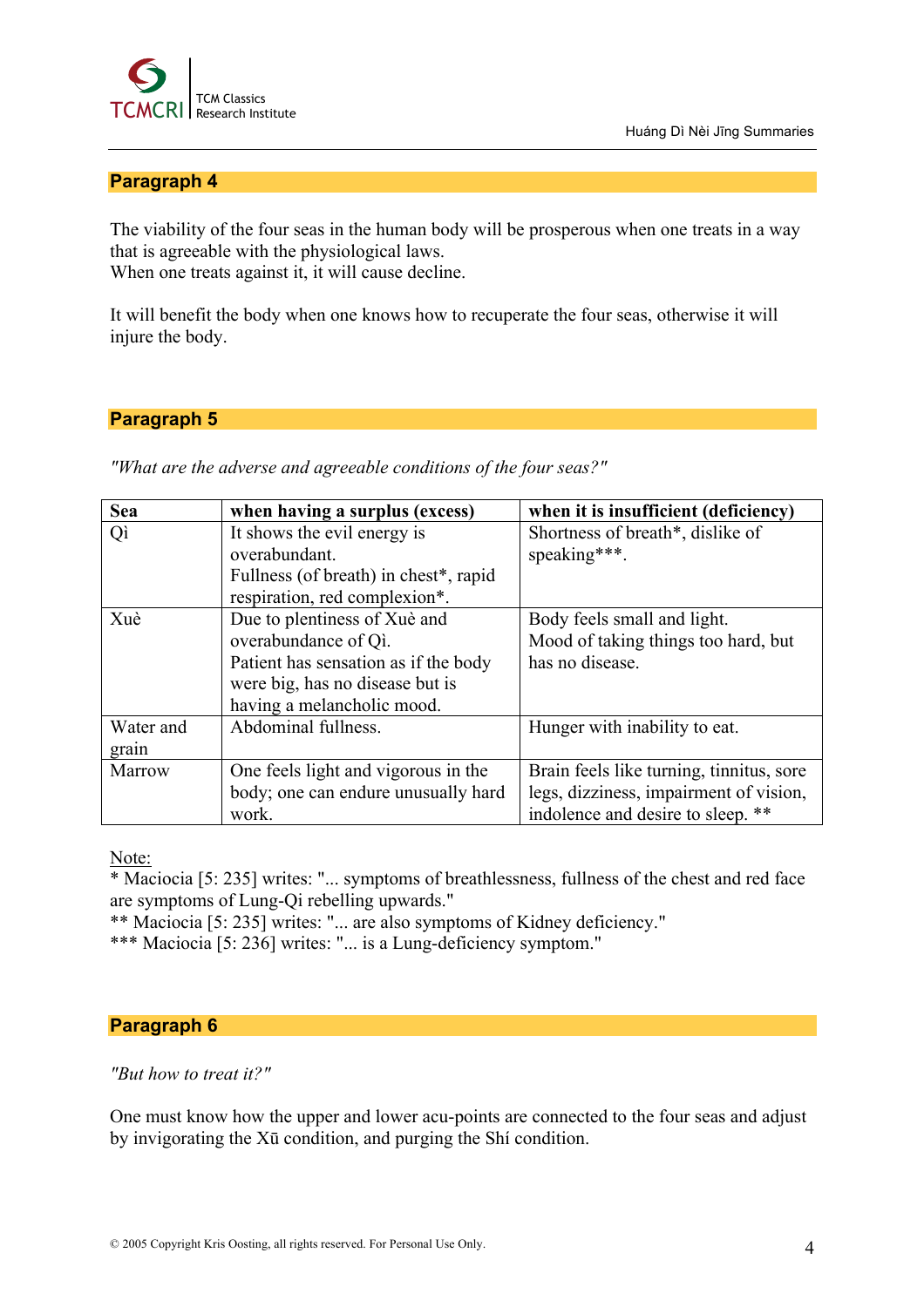## Paragraph 4

The viability of the four seas in the human body will be prosperous when one treats in a way that is agreeable with the physiological laws.
When one treats against it, it will cause decline.

It will benefit the body when one knows how to recuperate the four seas, otherwise it will injure the body.

## Paragraph 5

*"What are the adverse and agreeable conditions of the four seas?"*

| Sea | when having a surplus (excess) | when it is insufficient (deficiency) |
|---|---|---|
| Qì | It shows the evil energy is overabundant. Fullness (of breath) in chest*, rapid respiration, red complexion*. | Shortness of breath*, dislike of speaking***. |
| Xuè | Due to plentiness of Xuè and overabundance of Qì. Patient has sensation as if the body were big, has no disease but is having a melancholic mood. | Body feels small and light. Mood of taking things too hard, but has no disease. |
| Water and grain | Abdominal fullness. | Hunger with inability to eat. |
| Marrow | One feels light and vigorous in the body; one can endure unusually hard work. | Brain feels like turning, tinnitus, sore legs, dizziness, impairment of vision, indolence and desire to sleep. ** |

Note:
* Maciocia [5: 235] writes: "... symptoms of breathlessness, fullness of the chest and red face are symptoms of Lung-Qi rebelling upwards."
** Maciocia [5: 235] writes: "... are also symptoms of Kidney deficiency."
*** Maciocia [5: 236] writes: "... is a Lung-deficiency symptom."

## Paragraph 6

*"But how to treat it?"*

One must know how the upper and lower acu-points are connected to the four seas and adjust by invigorating the Xū condition, and purging the Shí condition.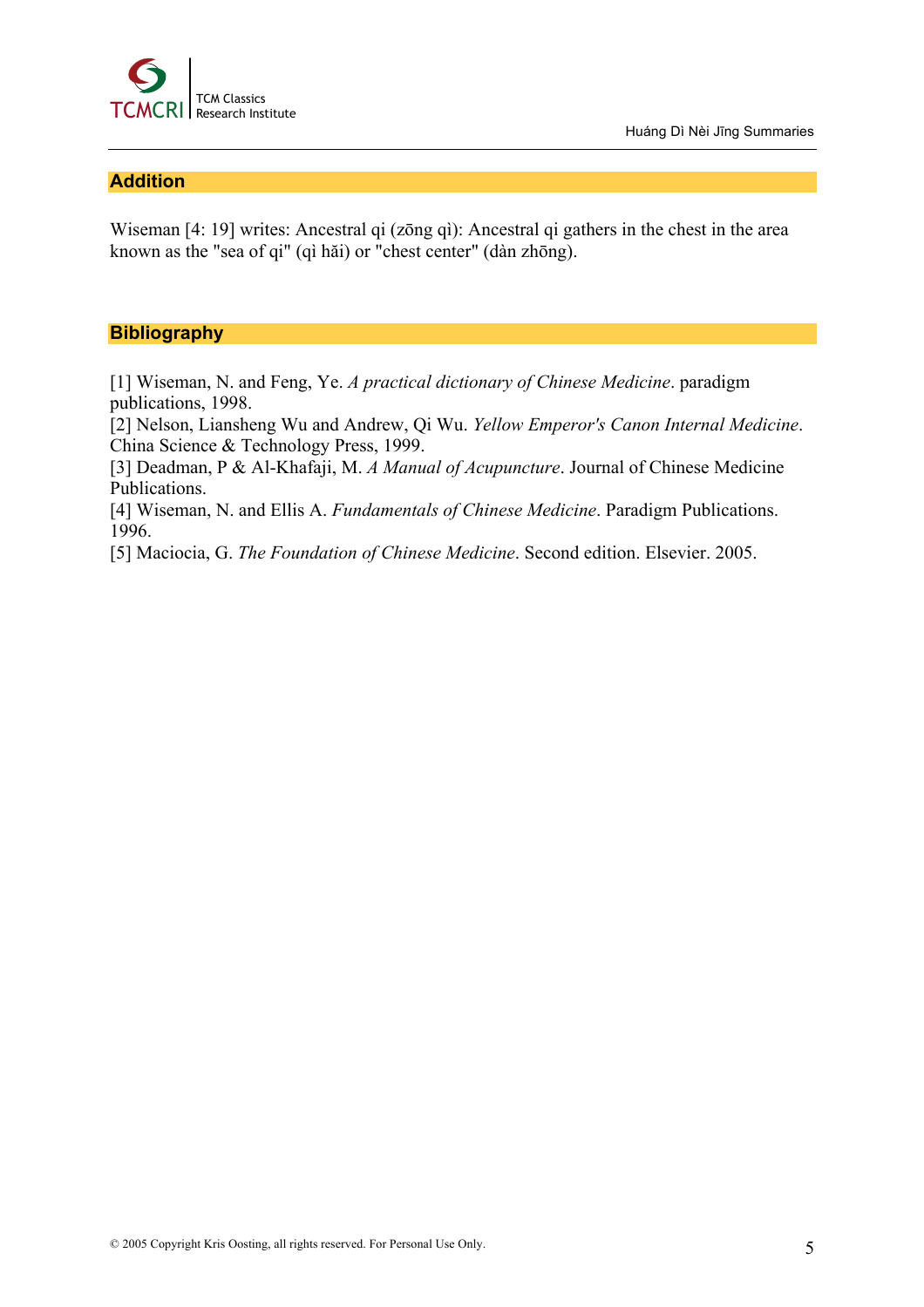## Addition

Wiseman [4: 19] writes: Ancestral qi (zōng qì): Ancestral qi gathers in the chest in the area known as the "sea of qi" (qì hǎi) or "chest center" (dàn zhōng).

## Bibliography

[1] Wiseman, N. and Feng, Ye. *A practical dictionary of Chinese Medicine*. paradigm publications, 1998.
[2] Nelson, Liansheng Wu and Andrew, Qi Wu. *Yellow Emperor's Canon Internal Medicine*. China Science & Technology Press, 1999.
[3] Deadman, P & Al-Khafaji, M. *A Manual of Acupuncture*. Journal of Chinese Medicine Publications.
[4] Wiseman, N. and Ellis A. *Fundamentals of Chinese Medicine*. Paradigm Publications. 1996.
[5] Maciocia, G. *The Foundation of Chinese Medicine*. Second edition. Elsevier. 2005.